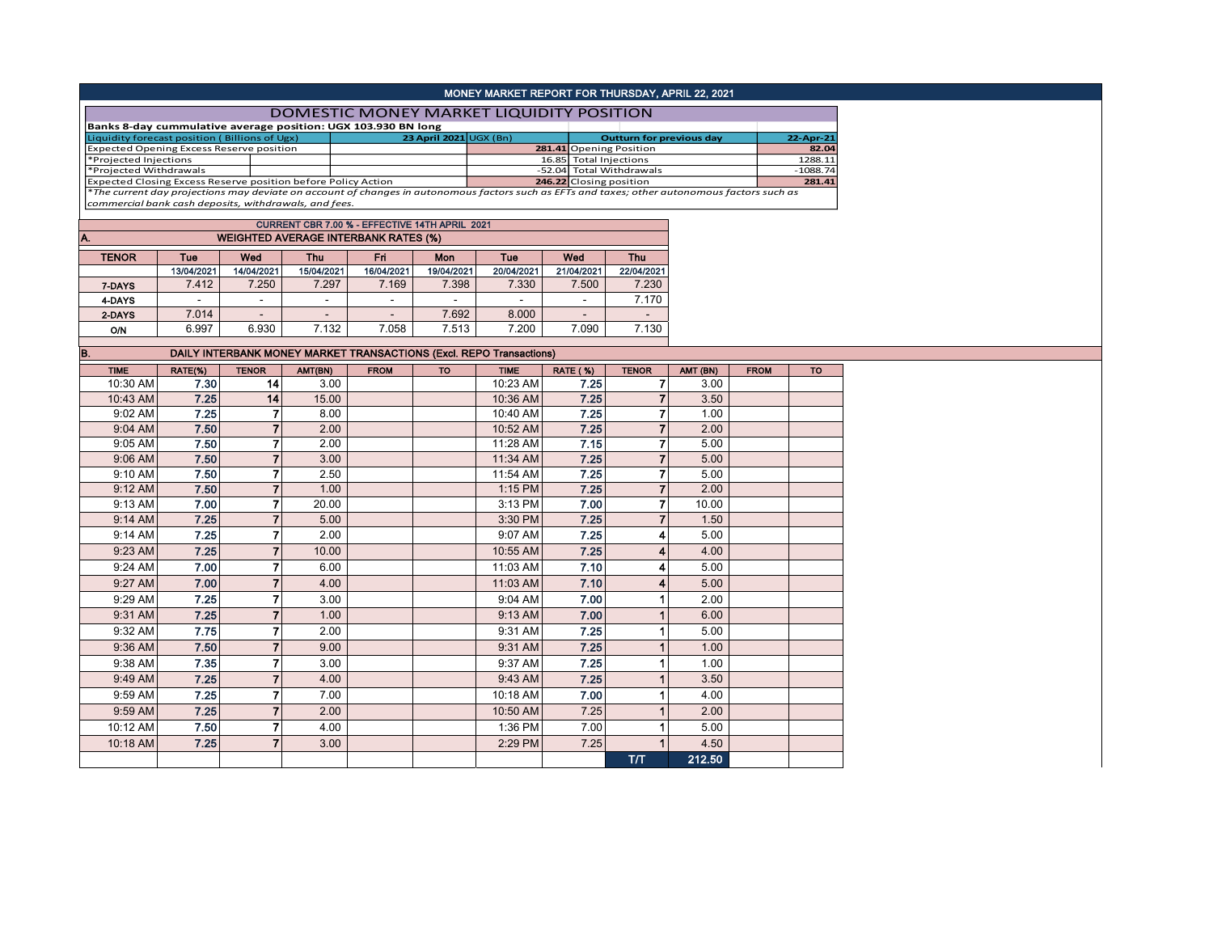# MONEY MARKET REPORT FOR THURSDAY, APRIL 22, 2021

## DOMESTIC MONEY MARKET LIQUIDITY POSITION

**Banks 8-day cummulative average position: UGX 103.930 BN long**

| Liquidity forecast position ( Billions of Ugx) | 23 April 2021 UGX (Bn) | Outturn for previous day | 22-Apr-21 |
|---|---|---|---|
| Expected Opening Excess Reserve position | 281.41 | Opening Position | 82.04 |
| *Projected Injections | 16.85 | Total Injections | 1288.11 |
| *Projected Withdrawals | -52.04 | Total Withdrawals | -1088.74 |
| Expected Closing Excess Reserve position before Policy Action | 246.22 | Closing position | 281.41 |

*The current day projections may deviate on account of changes in autonomous factors such as EFTs and taxes; other autonomous factors such as commercial bank cash deposits, withdrawals, and fees.*

CURRENT CBR 7.00 % - EFFECTIVE 14TH APRIL 2021

## A. WEIGHTED AVERAGE INTERBANK RATES (%)

| TENOR | Tue 13/04/2021 | Wed 14/04/2021 | Thu 15/04/2021 | Fri 16/04/2021 | Mon 19/04/2021 | Tue 20/04/2021 | Wed 21/04/2021 | Thu 22/04/2021 |
|---|---|---|---|---|---|---|---|---|
| 7-DAYS | 7.412 | 7.250 | 7.297 | 7.169 | 7.398 | 7.330 | 7.500 | 7.230 |
| 4-DAYS | - | - | - | - | - | - | - | 7.170 |
| 2-DAYS | 7.014 | - | - | - | 7.692 | 8.000 | - | - |
| O/N | 6.997 | 6.930 | 7.132 | 7.058 | 7.513 | 7.200 | 7.090 | 7.130 |

## B. DAILY INTERBANK MONEY MARKET TRANSACTIONS (Excl. REPO Transactions)

| TIME | RATE(%) | TENOR | AMT(BN) | FROM | TO | TIME | RATE ( %) | TENOR | AMT (BN) | FROM | TO |
|---|---|---|---|---|---|---|---|---|---|---|---|
| 10:30 AM | 7.30 | 14 | 3.00 | | | 10:23 AM | 7.25 | 7 | 3.00 | | |
| 10:43 AM | 7.25 | 14 | 15.00 | | | 10:36 AM | 7.25 | 7 | 3.50 | | |
| 9:02 AM | 7.25 | 7 | 8.00 | | | 10:40 AM | 7.25 | 7 | 1.00 | | |
| 9:04 AM | 7.50 | 7 | 2.00 | | | 10:52 AM | 7.25 | 7 | 2.00 | | |
| 9:05 AM | 7.50 | 7 | 2.00 | | | 11:28 AM | 7.15 | 7 | 5.00 | | |
| 9:06 AM | 7.50 | 7 | 3.00 | | | 11:34 AM | 7.25 | 7 | 5.00 | | |
| 9:10 AM | 7.50 | 7 | 2.50 | | | 11:54 AM | 7.25 | 7 | 5.00 | | |
| 9:12 AM | 7.50 | 7 | 1.00 | | | 1:15 PM | 7.25 | 7 | 2.00 | | |
| 9:13 AM | 7.00 | 7 | 20.00 | | | 3:13 PM | 7.00 | 7 | 10.00 | | |
| 9:14 AM | 7.25 | 7 | 5.00 | | | 3:30 PM | 7.25 | 7 | 1.50 | | |
| 9:14 AM | 7.25 | 7 | 2.00 | | | 9:07 AM | 7.25 | 4 | 5.00 | | |
| 9:23 AM | 7.25 | 7 | 10.00 | | | 10:55 AM | 7.25 | 4 | 4.00 | | |
| 9:24 AM | 7.00 | 7 | 6.00 | | | 11:03 AM | 7.10 | 4 | 5.00 | | |
| 9:27 AM | 7.00 | 7 | 4.00 | | | 11:03 AM | 7.10 | 4 | 5.00 | | |
| 9:29 AM | 7.25 | 7 | 3.00 | | | 9:04 AM | 7.00 | 1 | 2.00 | | |
| 9:31 AM | 7.25 | 7 | 1.00 | | | 9:13 AM | 7.00 | 1 | 6.00 | | |
| 9:32 AM | 7.75 | 7 | 2.00 | | | 9:31 AM | 7.25 | 1 | 5.00 | | |
| 9:36 AM | 7.50 | 7 | 9.00 | | | 9:31 AM | 7.25 | 1 | 1.00 | | |
| 9:38 AM | 7.35 | 7 | 3.00 | | | 9:37 AM | 7.25 | 1 | 1.00 | | |
| 9:49 AM | 7.25 | 7 | 4.00 | | | 9:43 AM | 7.25 | 1 | 3.50 | | |
| 9:59 AM | 7.25 | 7 | 7.00 | | | 10:18 AM | 7.00 | 1 | 4.00 | | |
| 9:59 AM | 7.25 | 7 | 2.00 | | | 10:50 AM | 7.25 | 1 | 2.00 | | |
| 10:12 AM | 7.50 | 7 | 4.00 | | | 1:36 PM | 7.00 | 1 | 5.00 | | |
| 10:18 AM | 7.25 | 7 | 3.00 | | | 2:29 PM | 7.25 | 1 | 4.50 | | |
| | | | | | | | | T/T | 212.50 | | |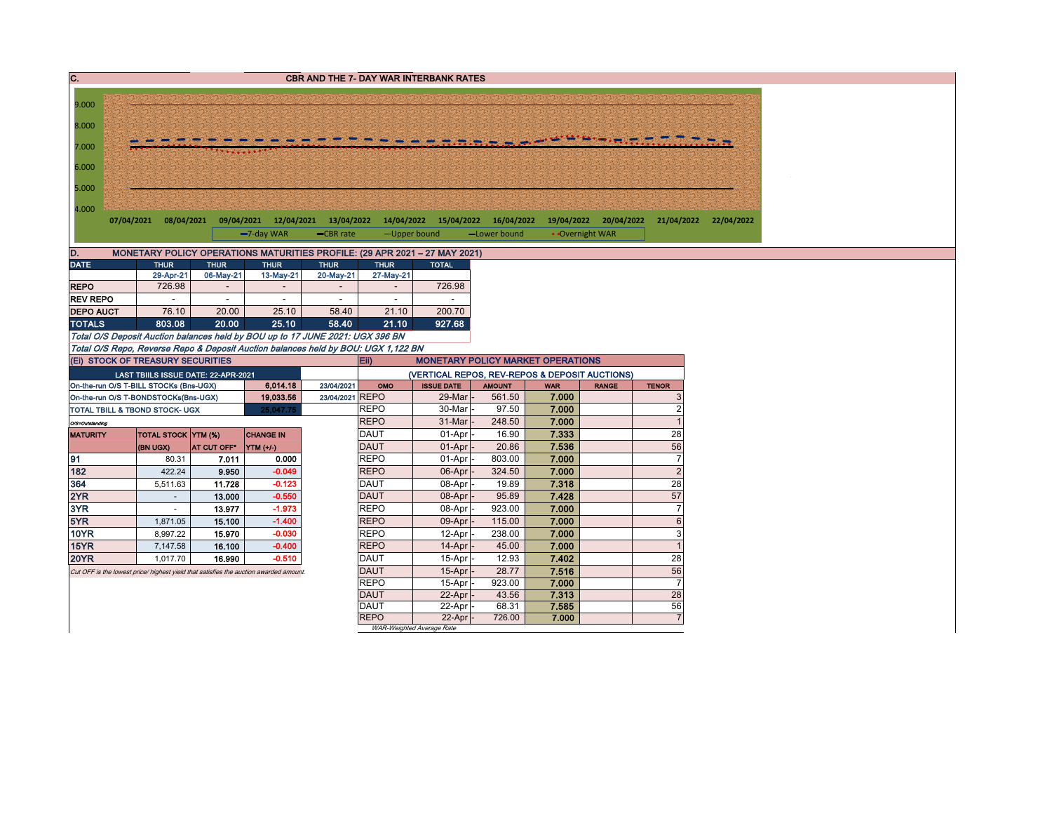## C. CBR AND THE 7- DAY WAR INTERBANK RATES

9.000
8.000
7.000
6.000
5.000
4.000

07/04/2021 08/04/2021 09/04/2021 12/04/2021 13/04/2022 14/04/2022 15/04/2022 16/04/2022 19/04/2022 20/04/2022 21/04/2022 22/04/2022

7-day WAR — CBR rate — Upper bound — Lower bound — Overnight WAR

## D. MONETARY POLICY OPERATIONS MATURITIES PROFILE: (29 APR 2021 – 27 MAY 2021)

| DATE | THUR | THUR | THUR | THUR | THUR | TOTAL |
|---|---|---|---|---|---|---|
| | 29-Apr-21 | 06-May-21 | 13-May-21 | 20-May-21 | 27-May-21 | |
| REPO | 726.98 | - | - | - | - | 726.98 |
| REV REPO | - | - | - | - | - | - |
| DEPO AUCT | 76.10 | 20.00 | 25.10 | 58.40 | 21.10 | 200.70 |
| TOTALS | 803.08 | 20.00 | 25.10 | 58.40 | 21.10 | 927.68 |

*Total O/S Deposit Auction balances held by BOU up to 17 JUNE 2021: UGX 396 BN*

*Total O/S Repo, Reverse Repo & Deposit Auction balances held by BOU: UGX 1,122 BN*

## (Ei) STOCK OF TREASURY SECURITIES

| LAST TBIILS ISSUE DATE: 22-APR-2021 | | |
|---|---|---|
| On-the-run O/S T-BILL STOCKs (Bns-UGX) | 6,014.18 | 23/04/2021 |
| On-the-run O/S T-BONDSTOCKs(Bns-UGX) | 19,033.56 | 23/04/2021 |
| TOTAL TBILL & TBOND STOCK- UGX | 25,047.75 | |

*O/S=Outstanding*

| MATURITY | TOTAL STOCK (BN UGX) | YTM (%) AT CUT OFF* | CHANGE IN YTM (+/-) |
|---|---|---|---|
| 91 | 80.31 | 7.011 | 0.000 |
| 182 | 422.24 | 9.950 | -0.049 |
| 364 | 5,511.63 | 11.728 | -0.123 |
| 2YR | - | 13.000 | -0.550 |
| 3YR | - | 13.977 | -1.973 |
| 5YR | 1,871.05 | 15.100 | -1.400 |
| 10YR | 8,997.22 | 15.970 | -0.030 |
| 15YR | 7,147.58 | 16.100 | -0.400 |
| 20YR | 1,017.70 | 16.990 | -0.510 |

*Cut OFF is the lowest price/ highest yield that satisfies the auction awarded amount.*

## Eii) MONETARY POLICY MARKET OPERATIONS

(VERTICAL REPOS, REV-REPOS & DEPOSIT AUCTIONS)

| OMO | ISSUE DATE | AMOUNT | WAR | RANGE | TENOR |
|---|---|---|---|---|---|
| REPO | 29-Mar | 561.50 | 7.000 | | 3 |
| REPO | 30-Mar | 97.50 | 7.000 | | 2 |
| REPO | 31-Mar | 248.50 | 7.000 | | 1 |
| DAUT | 01-Apr | 16.90 | 7.333 | | 28 |
| DAUT | 01-Apr | 20.86 | 7.536 | | 56 |
| REPO | 01-Apr | 803.00 | 7.000 | | 7 |
| REPO | 06-Apr | 324.50 | 7.000 | | 2 |
| DAUT | 08-Apr | 19.89 | 7.318 | | 28 |
| DAUT | 08-Apr | 95.89 | 7.428 | | 57 |
| REPO | 08-Apr | 923.00 | 7.000 | | 7 |
| REPO | 09-Apr | 115.00 | 7.000 | | 6 |
| REPO | 12-Apr | 238.00 | 7.000 | | 3 |
| REPO | 14-Apr | 45.00 | 7.000 | | 1 |
| DAUT | 15-Apr | 12.93 | 7.402 | | 28 |
| DAUT | 15-Apr | 28.77 | 7.516 | | 56 |
| REPO | 15-Apr | 923.00 | 7.000 | | 7 |
| DAUT | 22-Apr | 43.56 | 7.313 | | 28 |
| DAUT | 22-Apr | 68.31 | 7.585 | | 56 |
| REPO | 22-Apr | 726.00 | 7.000 | | 7 |

*WAR-Weighted Average Rate*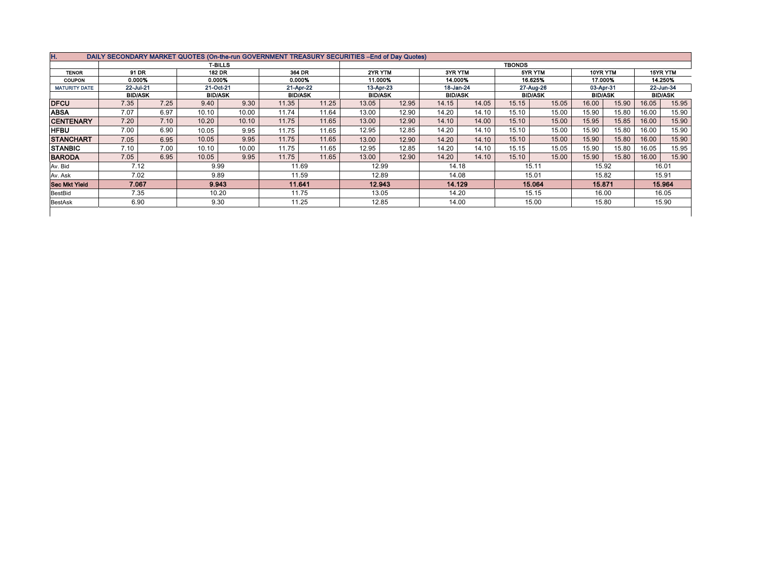## H. DAILY SECONDARY MARKET QUOTES (On-the-run GOVERNMENT TREASURY SECURITIES –End of Day Quotes)

| | T-BILLS | | | | | | TBONDS | | | | | | | | | |
|---|---|---|---|---|---|---|---|---|---|---|---|---|---|---|---|---|
| TENOR | 91 DR | | 182 DR | | 364 DR | | 2YR YTM | | 3YR YTM | | 5YR YTM | | 10YR YTM | | 15YR YTM | |
| COUPON | 0.000% | | 0.000% | | 0.000% | | 11.000% | | 14.000% | | 16.625% | | 17.000% | | 14.250% | |
| MATURITY DATE | 22-Jul-21 | | 21-Oct-21 | | 21-Apr-22 | | 13-Apr-23 | | 18-Jan-24 | | 27-Aug-26 | | 03-Apr-31 | | 22-Jun-34 | |
| | BID/ASK | | BID/ASK | | BID/ASK | | BID/ASK | | BID/ASK | | BID/ASK | | BID/ASK | | BID/ASK | |
| DFCU | 7.35 | 7.25 | 9.40 | 9.30 | 11.35 | 11.25 | 13.05 | 12.95 | 14.15 | 14.05 | 15.15 | 15.05 | 16.00 | 15.90 | 16.05 | 15.95 |
| ABSA | 7.07 | 6.97 | 10.10 | 10.00 | 11.74 | 11.64 | 13.00 | 12.90 | 14.20 | 14.10 | 15.10 | 15.00 | 15.90 | 15.80 | 16.00 | 15.90 |
| CENTENARY | 7.20 | 7.10 | 10.20 | 10.10 | 11.75 | 11.65 | 13.00 | 12.90 | 14.10 | 14.00 | 15.10 | 15.00 | 15.95 | 15.85 | 16.00 | 15.90 |
| HFBU | 7.00 | 6.90 | 10.05 | 9.95 | 11.75 | 11.65 | 12.95 | 12.85 | 14.20 | 14.10 | 15.10 | 15.00 | 15.90 | 15.80 | 16.00 | 15.90 |
| STANCHART | 7.05 | 6.95 | 10.05 | 9.95 | 11.75 | 11.65 | 13.00 | 12.90 | 14.20 | 14.10 | 15.10 | 15.00 | 15.90 | 15.80 | 16.00 | 15.90 |
| STANBIC | 7.10 | 7.00 | 10.10 | 10.00 | 11.75 | 11.65 | 12.95 | 12.85 | 14.20 | 14.10 | 15.15 | 15.05 | 15.90 | 15.80 | 16.05 | 15.95 |
| BARODA | 7.05 | 6.95 | 10.05 | 9.95 | 11.75 | 11.65 | 13.00 | 12.90 | 14.20 | 14.10 | 15.10 | 15.00 | 15.90 | 15.80 | 16.00 | 15.90 |
| Av. Bid | 7.12 | | 9.99 | | 11.69 | | 12.99 | | 14.18 | | 15.11 | | 15.92 | | 16.01 | |
| Av. Ask | 7.02 | | 9.89 | | 11.59 | | 12.89 | | 14.08 | | 15.01 | | 15.82 | | 15.91 | |
| **Sec Mkt Yield** | **7.067** | | **9.943** | | **11.641** | | **12.943** | | **14.129** | | **15.064** | | **15.871** | | **15.964** | |
| BestBid | 7.35 | | 10.20 | | 11.75 | | 13.05 | | 14.20 | | 15.15 | | 16.00 | | 16.05 | |
| BestAsk | 6.90 | | 9.30 | | 11.25 | | 12.85 | | 14.00 | | 15.00 | | 15.80 | | 15.90 | |